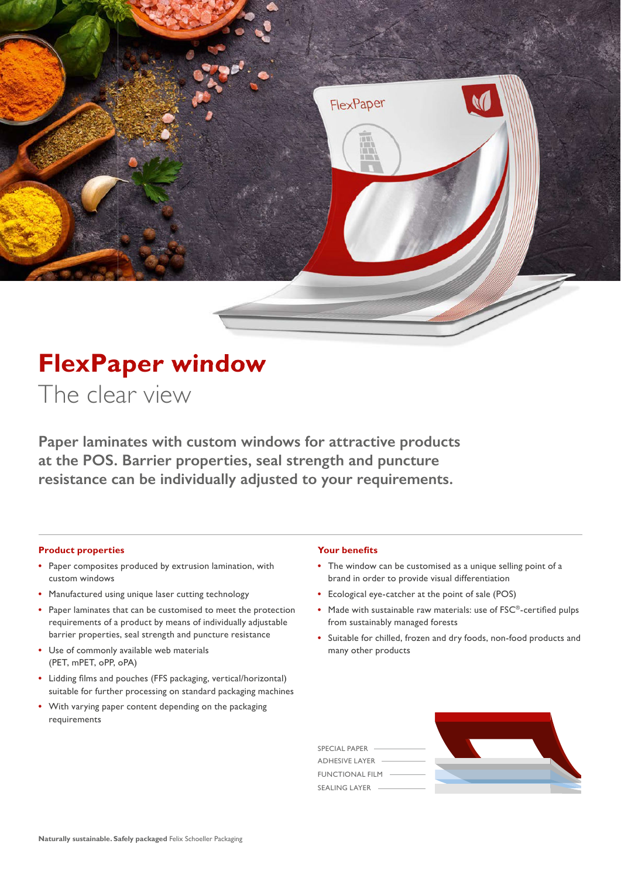# FlexPaper window

## The clear view

**Paper laminates with custom windows for attractive products at the POS. Barrier properties, seal strength and puncture resistance can be individually adjusted to your requirements.**

### Product properties

- Paper composites produced by extrusion lamination, with custom windows
- Manufactured using unique laser cutting technology
- Paper laminates that can be customised to meet the protection requirements of a product by means of individually adjustable barrier properties, seal strength and puncture resistance
- Use of commonly available web materials (PET, mPET, oPP, oPA)
- Lidding films and pouches (FFS packaging, vertical/horizontal) suitable for further processing on standard packaging machines
- With varying paper content depending on the packaging requirements

### Your benefits

- The window can be customised as a unique selling point of a brand in order to provide visual differentiation
- Ecological eye-catcher at the point of sale (POS)
- Made with sustainable raw materials: use of FSC®-certified pulps from sustainably managed forests
- Suitable for chilled, frozen and dry foods, non-food products and many other products

SPECIAL PAPER
ADHESIVE LAYER
FUNCTIONAL FILM
SEALING LAYER

**Naturally sustainable. Safely packaged** Felix Schoeller Packaging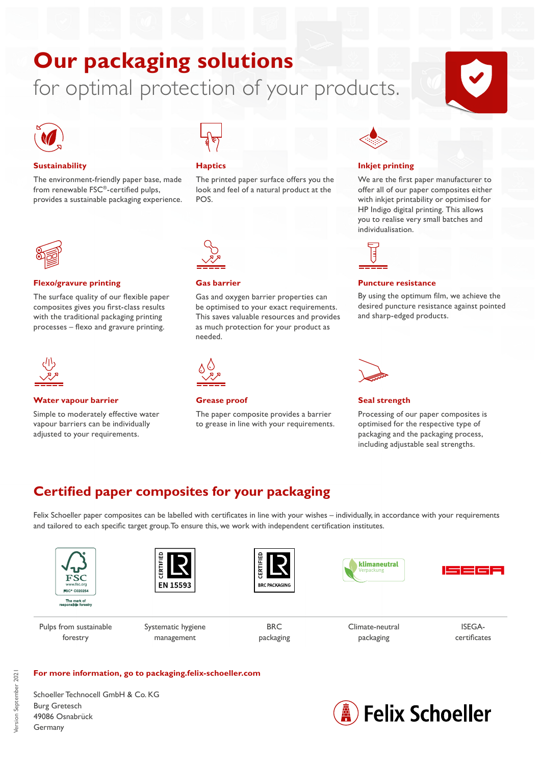# Our packaging solutions

for optimal protection of your products.

### Sustainability

The environment-friendly paper base, made from renewable FSC®-certified pulps, provides a sustainable packaging experience.

### Haptics

The printed paper surface offers you the look and feel of a natural product at the POS.

### Inkjet printing

We are the first paper manufacturer to offer all of our paper composites either with inkjet printability or optimised for HP Indigo digital printing. This allows you to realise very small batches and individualisation.

### Flexo/gravure printing

The surface quality of our flexible paper composites gives you first-class results with the traditional packaging printing processes – flexo and gravure printing.

### Gas barrier

Gas and oxygen barrier properties can be optimised to your exact requirements. This saves valuable resources and provides as much protection for your product as needed.

### Puncture resistance

By using the optimum film, we achieve the desired puncture resistance against pointed and sharp-edged products.

### Water vapour barrier

Simple to moderately effective water vapour barriers can be individually adjusted to your requirements.

### Grease proof

The paper composite provides a barrier to grease in line with your requirements.

### Seal strength

Processing of our paper composites is optimised for the respective type of packaging and the packaging process, including adjustable seal strengths.

## Certified paper composites for your packaging

Felix Schoeller paper composites can be labelled with certificates in line with your wishes – individually, in accordance with your requirements and tailored to each specific target group. To ensure this, we work with independent certification institutes.

FSC www.fsc.org FSC® C020254 The mark of responsible forestry

CERTIFIED EN 15593

CERTIFIED BRC PACKAGING

klimaneutral Verpackung

ISEGA

| | | | | |
|---|---|---|---|---|
| Pulps from sustainable forestry | Systematic hygiene management | BRC packaging | Climate-neutral packaging | ISEGA-certificates |

**For more information, go to packaging.felix-schoeller.com**

Schoeller Technocell GmbH & Co. KG
Burg Gretesch
49086 Osnabrück
Germany

Felix Schoeller

Version September 2021